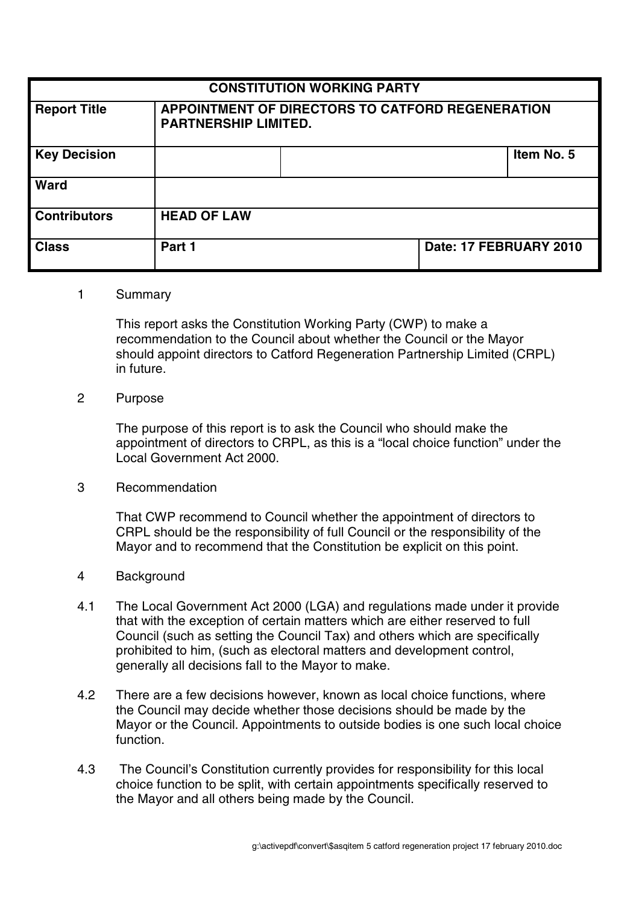| CONSTITUTION WORKING PARTY | | | |
|---|---|---|---|
| **Report Title** | **APPOINTMENT OF DIRECTORS TO CATFORD REGENERATION PARTNERSHIP LIMITED.** | | |
| **Key Decision** | | | **Item No. 5** |
| **Ward** | | | |
| **Contributors** | **HEAD OF LAW** | | |
| **Class** | **Part 1** | **Date: 17 FEBRUARY 2010** | |

1 Summary

This report asks the Constitution Working Party (CWP) to make a recommendation to the Council about whether the Council or the Mayor should appoint directors to Catford Regeneration Partnership Limited (CRPL) in future.

2 Purpose

The purpose of this report is to ask the Council who should make the appointment of directors to CRPL, as this is a "local choice function" under the Local Government Act 2000.

3 Recommendation

That CWP recommend to Council whether the appointment of directors to CRPL should be the responsibility of full Council or the responsibility of the Mayor and to recommend that the Constitution be explicit on this point.

4 Background

4.1 The Local Government Act 2000 (LGA) and regulations made under it provide that with the exception of certain matters which are either reserved to full Council (such as setting the Council Tax) and others which are specifically prohibited to him, (such as electoral matters and development control, generally all decisions fall to the Mayor to make.

4.2 There are a few decisions however, known as local choice functions, where the Council may decide whether those decisions should be made by the Mayor or the Council. Appointments to outside bodies is one such local choice function.

4.3 The Council's Constitution currently provides for responsibility for this local choice function to be split, with certain appointments specifically reserved to the Mayor and all others being made by the Council.

g:\activepdf\convert\$asqitem 5 catford regeneration project 17 february 2010.doc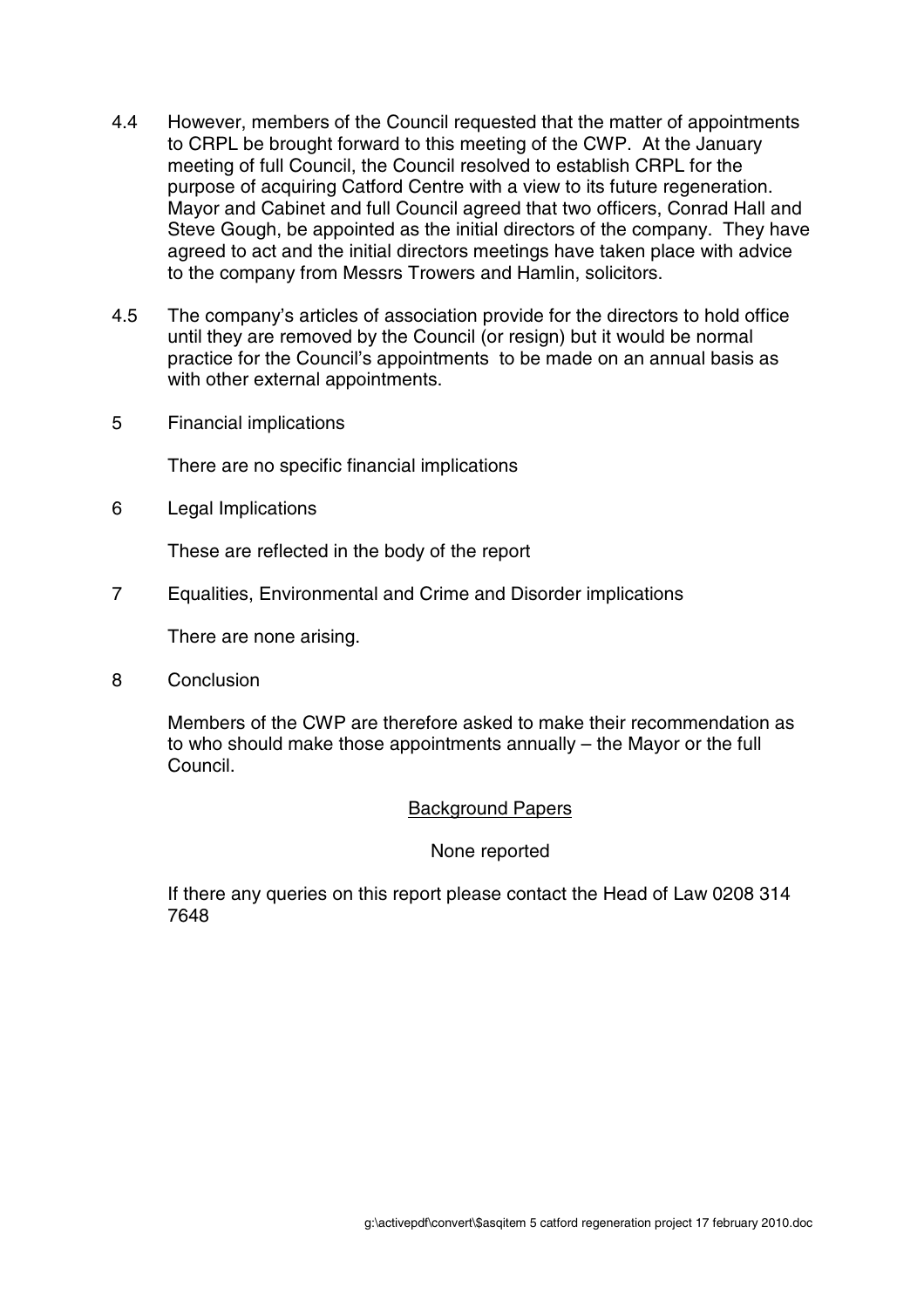4.4 However, members of the Council requested that the matter of appointments to CRPL be brought forward to this meeting of the CWP. At the January meeting of full Council, the Council resolved to establish CRPL for the purpose of acquiring Catford Centre with a view to its future regeneration. Mayor and Cabinet and full Council agreed that two officers, Conrad Hall and Steve Gough, be appointed as the initial directors of the company. They have agreed to act and the initial directors meetings have taken place with advice to the company from Messrs Trowers and Hamlin, solicitors.

4.5 The company's articles of association provide for the directors to hold office until they are removed by the Council (or resign) but it would be normal practice for the Council's appointments to be made on an annual basis as with other external appointments.

5 Financial implications

There are no specific financial implications

6 Legal Implications

These are reflected in the body of the report

7 Equalities, Environmental and Crime and Disorder implications

There are none arising.

8 Conclusion

Members of the CWP are therefore asked to make their recommendation as to who should make those appointments annually – the Mayor or the full Council.

<u>Background Papers</u>

None reported

If there any queries on this report please contact the Head of Law 0208 314 7648

g:\activepdf\convert\$asqitem 5 catford regeneration project 17 february 2010.doc